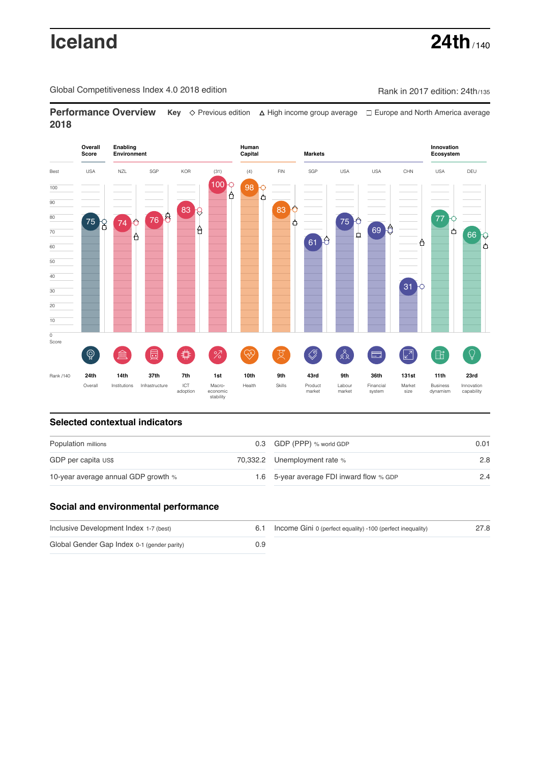# Iceland

**24th** / 140

Global Competitiveness Index 4.0 2018 edition

Rank in 2017 edition: 24th/135

## Performance Overview 2018

**Key** ◇ Previous edition △ High income group average □ Europe and North America average

| | Overall Score | Enabling Environment | | | | Human Capital | | Markets | | | | Innovation Ecosystem | |
|---|---|---|---|---|---|---|---|---|---|---|---|---|---|
| Best | USA | NZL | SGP | KOR | (31) | (4) | FIN | SGP | USA | USA | CHN | USA | DEU |
| Score | 75 | 74 | 76 | 83 | 100 | 98 | 83 | 61 | 75 | 69 | 31 | 77 | 66 |
| Rank /140 | 24th | 14th | 37th | 7th | 1st | 10th | 9th | 43rd | 9th | 36th | 131st | 11th | 23rd |
| | Overall | Institutions | Infrastructure | ICT adoption | Macro-economic stability | Health | Skills | Product market | Labour market | Financial system | Market size | Business dynamism | Innovation capability |

## Selected contextual indicators

| | | | |
|---|---|---|---|
| Population millions | 0.3 | GDP (PPP) % world GDP | 0.01 |
| GDP per capita US$ | 70,332.2 | Unemployment rate % | 2.8 |
| 10-year average annual GDP growth % | 1.6 | 5-year average FDI inward flow % GDP | 2.4 |

## Social and environmental performance

| | | | |
|---|---|---|---|
| Inclusive Development Index 1-7 (best) | 6.1 | Income Gini 0 (perfect equality) -100 (perfect inequality) | 27.8 |
| Global Gender Gap Index 0-1 (gender parity) | 0.9 | | |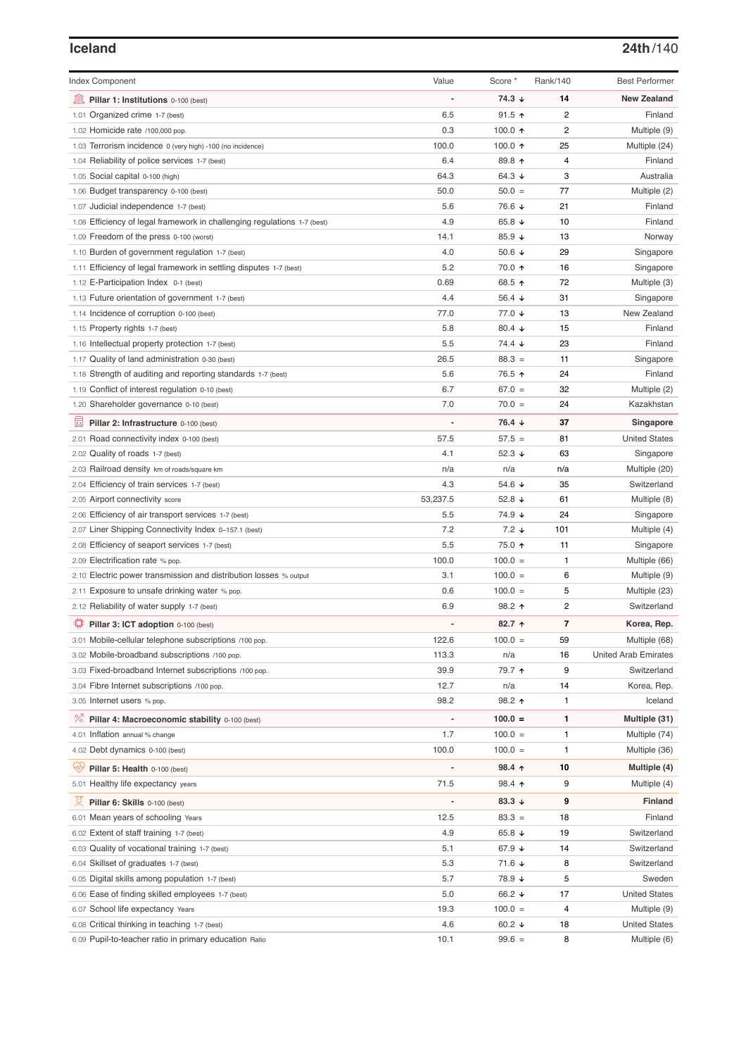## Iceland

**24th/140**

| Index Component | Value | Score * | Rank/140 | Best Performer |
|---|---|---|---|---|
| **Pillar 1: Institutions** 0-100 (best) | - | **74.3 ↓** | **14** | **New Zealand** |
| 1.01 Organized crime 1-7 (best) | 6.5 | 91.5 ↑ | 2 | Finland |
| 1.02 Homicide rate /100,000 pop. | 0.3 | 100.0 ↑ | 2 | Multiple (9) |
| 1.03 Terrorism incidence 0 (very high) -100 (no incidence) | 100.0 | 100.0 ↑ | 25 | Multiple (24) |
| 1.04 Reliability of police services 1-7 (best) | 6.4 | 89.8 ↑ | 4 | Finland |
| 1.05 Social capital 0-100 (high) | 64.3 | 64.3 ↓ | 3 | Australia |
| 1.06 Budget transparency 0-100 (best) | 50.0 | 50.0 = | 77 | Multiple (2) |
| 1.07 Judicial independence 1-7 (best) | 5.6 | 76.6 ↓ | 21 | Finland |
| 1.08 Efficiency of legal framework in challenging regulations 1-7 (best) | 4.9 | 65.8 ↓ | 10 | Finland |
| 1.09 Freedom of the press 0-100 (worst) | 14.1 | 85.9 ↓ | 13 | Norway |
| 1.10 Burden of government regulation 1-7 (best) | 4.0 | 50.6 ↓ | 29 | Singapore |
| 1.11 Efficiency of legal framework in settling disputes 1-7 (best) | 5.2 | 70.0 ↑ | 16 | Singapore |
| 1.12 E-Participation Index 0-1 (best) | 0.69 | 68.5 ↑ | 72 | Multiple (3) |
| 1.13 Future orientation of government 1-7 (best) | 4.4 | 56.4 ↓ | 31 | Singapore |
| 1.14 Incidence of corruption 0-100 (best) | 77.0 | 77.0 ↓ | 13 | New Zealand |
| 1.15 Property rights 1-7 (best) | 5.8 | 80.4 ↓ | 15 | Finland |
| 1.16 Intellectual property protection 1-7 (best) | 5.5 | 74.4 ↓ | 23 | Finland |
| 1.17 Quality of land administration 0-30 (best) | 26.5 | 88.3 = | 11 | Singapore |
| 1.18 Strength of auditing and reporting standards 1-7 (best) | 5.6 | 76.5 ↑ | 24 | Finland |
| 1.19 Conflict of interest regulation 0-10 (best) | 6.7 | 67.0 = | 32 | Multiple (2) |
| 1.20 Shareholder governance 0-10 (best) | 7.0 | 70.0 = | 24 | Kazakhstan |
| **Pillar 2: Infrastructure** 0-100 (best) | - | **76.4 ↓** | **37** | **Singapore** |
| 2.01 Road connectivity index 0-100 (best) | 57.5 | 57.5 = | 81 | United States |
| 2.02 Quality of roads 1-7 (best) | 4.1 | 52.3 ↓ | 63 | Singapore |
| 2.03 Railroad density km of roads/square km | n/a | n/a | n/a | Multiple (20) |
| 2.04 Efficiency of train services 1-7 (best) | 4.3 | 54.6 ↓ | 35 | Switzerland |
| 2.05 Airport connectivity score | 53,237.5 | 52.8 ↓ | 61 | Multiple (8) |
| 2.06 Efficiency of air transport services 1-7 (best) | 5.5 | 74.9 ↓ | 24 | Singapore |
| 2.07 Liner Shipping Connectivity Index 0–157.1 (best) | 7.2 | 7.2 ↓ | 101 | Multiple (4) |
| 2.08 Efficiency of seaport services 1-7 (best) | 5.5 | 75.0 ↑ | 11 | Singapore |
| 2.09 Electrification rate % pop. | 100.0 | 100.0 = | 1 | Multiple (66) |
| 2.10 Electric power transmission and distribution losses % output | 3.1 | 100.0 = | 6 | Multiple (9) |
| 2.11 Exposure to unsafe drinking water % pop. | 0.6 | 100.0 = | 5 | Multiple (23) |
| 2.12 Reliability of water supply 1-7 (best) | 6.9 | 98.2 ↑ | 2 | Switzerland |
| **Pillar 3: ICT adoption** 0-100 (best) | - | **82.7 ↑** | **7** | **Korea, Rep.** |
| 3.01 Mobile-cellular telephone subscriptions /100 pop. | 122.6 | 100.0 = | 59 | Multiple (68) |
| 3.02 Mobile-broadband subscriptions /100 pop. | 113.3 | n/a | 16 | United Arab Emirates |
| 3.03 Fixed-broadband Internet subscriptions /100 pop. | 39.9 | 79.7 ↑ | 9 | Switzerland |
| 3.04 Fibre Internet subscriptions /100 pop. | 12.7 | n/a | 14 | Korea, Rep. |
| 3.05 Internet users % pop. | 98.2 | 98.2 ↑ | 1 | Iceland |
| **Pillar 4: Macroeconomic stability** 0-100 (best) | - | **100.0 =** | **1** | **Multiple (31)** |
| 4.01 Inflation annual % change | 1.7 | 100.0 = | 1 | Multiple (74) |
| 4.02 Debt dynamics 0-100 (best) | 100.0 | 100.0 = | 1 | Multiple (36) |
| **Pillar 5: Health** 0-100 (best) | - | **98.4 ↑** | **10** | **Multiple (4)** |
| 5.01 Healthy life expectancy years | 71.5 | 98.4 ↑ | 9 | Multiple (4) |
| **Pillar 6: Skills** 0-100 (best) | - | **83.3 ↓** | **9** | **Finland** |
| 6.01 Mean years of schooling Years | 12.5 | 83.3 = | 18 | Finland |
| 6.02 Extent of staff training 1-7 (best) | 4.9 | 65.8 ↓ | 19 | Switzerland |
| 6.03 Quality of vocational training 1-7 (best) | 5.1 | 67.9 ↓ | 14 | Switzerland |
| 6.04 Skillset of graduates 1-7 (best) | 5.3 | 71.6 ↓ | 8 | Switzerland |
| 6.05 Digital skills among population 1-7 (best) | 5.7 | 78.9 ↓ | 5 | Sweden |
| 6.06 Ease of finding skilled employees 1-7 (best) | 5.0 | 66.2 ↓ | 17 | United States |
| 6.07 School life expectancy Years | 19.3 | 100.0 = | 4 | Multiple (9) |
| 6.08 Critical thinking in teaching 1-7 (best) | 4.6 | 60.2 ↓ | 18 | United States |
| 6.09 Pupil-to-teacher ratio in primary education Ratio | 10.1 | 99.6 = | 8 | Multiple (6) |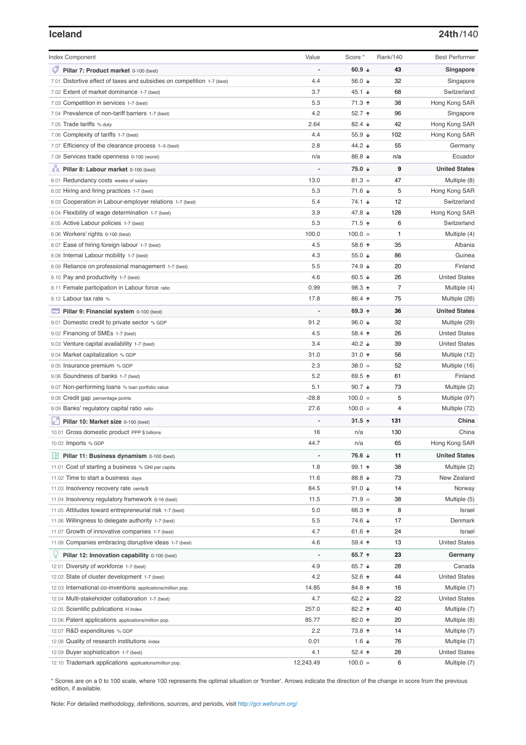## Iceland

**24th**/140

| Index Component | Value | Score * | Rank/140 | Best Performer |
|---|---|---|---|---|
| **Pillar 7: Product market** 0-100 (best) | - | **60.9 ↓** | **43** | **Singapore** |
| 7.01 Distortive effect of taxes and subsidies on competition 1-7 (best) | 4.4 | 56.0 ↓ | 32 | Singapore |
| 7.02 Extent of market dominance 1-7 (best) | 3.7 | 45.1 ↓ | 68 | Switzerland |
| 7.03 Competition in services 1-7 (best) | 5.3 | 71.3 ↑ | 38 | Hong Kong SAR |
| 7.04 Prevalence of non-tariff barriers 1-7 (best) | 4.2 | 52.7 ↑ | 96 | Singapore |
| 7.05 Trade tariffs % duty | 2.64 | 82.4 ↓ | 42 | Hong Kong SAR |
| 7.06 Complexity of tariffs 1-7 (best) | 4.4 | 55.9 ↓ | 102 | Hong Kong SAR |
| 7.07 Efficiency of the clearance process 1–5 (best) | 2.8 | 44.2 ↓ | 55 | Germany |
| 7.08 Services trade openness 0-100 (worst) | n/a | 86.8 ↓ | n/a | Ecuador |
| **Pillar 8: Labour market** 0-100 (best) | - | **75.0 ↓** | **9** | **United States** |
| 8.01 Redundancy costs weeks of salary | 13.0 | 81.3 = | 47 | Multiple (8) |
| 8.02 Hiring and firing practices 1-7 (best) | 5.3 | 71.6 ↓ | 5 | Hong Kong SAR |
| 8.03 Cooperation in Labour-employer relations 1-7 (best) | 5.4 | 74.1 ↓ | 12 | Switzerland |
| 8.04 Flexibility of wage determination 1-7 (best) | 3.9 | 47.8 ↓ | 128 | Hong Kong SAR |
| 8.05 Active Labour policies 1-7 (best) | 5.3 | 71.5 ↑ | 6 | Switzerland |
| 8.06 Workers' rights 0-100 (best) | 100.0 | 100.0 = | 1 | Multiple (4) |
| 8.07 Ease of hiring foreign labour 1-7 (best) | 4.5 | 58.6 ↑ | 35 | Albania |
| 8.08 Internal Labour mobility 1-7 (best) | 4.3 | 55.0 ↓ | 86 | Guinea |
| 8.09 Reliance on professional management 1-7 (best) | 5.5 | 74.9 ↓ | 20 | Finland |
| 8.10 Pay and productivity 1-7 (best) | 4.6 | 60.5 ↓ | 26 | United States |
| 8.11 Female participation in Labour force ratio | 0.99 | 98.3 ↑ | 7 | Multiple (4) |
| 8.12 Labour tax rate % | 17.8 | 86.4 ↑ | 75 | Multiple (26) |
| **Pillar 9: Financial system** 0-100 (best) | - | **69.3 ↑** | **36** | **United States** |
| 9.01 Domestic credit to private sector % GDP | 91.2 | 96.0 ↓ | 32 | Multiple (29) |
| 9.02 Financing of SMEs 1-7 (best) | 4.5 | 58.4 ↑ | 26 | United States |
| 9.03 Venture capital availability 1-7 (best) | 3.4 | 40.2 ↓ | 39 | United States |
| 9.04 Market capitalization % GDP | 31.0 | 31.0 ↑ | 56 | Multiple (12) |
| 9.05 Insurance premium % GDP | 2.3 | 38.0 = | 52 | Multiple (16) |
| 9.06 Soundness of banks 1-7 (best) | 5.2 | 69.5 ↑ | 61 | Finland |
| 9.07 Non-performing loans % loan portfolio value | 5.1 | 90.7 ↓ | 73 | Multiple (2) |
| 9.08 Credit gap percentage points | -28.8 | 100.0 = | 5 | Multiple (97) |
| 9.09 Banks' regulatory capital ratio ratio | 27.6 | 100.0 = | 4 | Multiple (72) |
| **Pillar 10: Market size** 0-100 (best) | - | **31.5 ↑** | **131** | **China** |
| 10.01 Gross domestic product PPP $ billions | 16 | n/a | 130 | China |
| 10.02 Imports % GDP | 44.7 | n/a | 65 | Hong Kong SAR |
| **Pillar 11: Business dynamism** 0-100 (best) | - | **76.6 ↓** | **11** | **United States** |
| 11.01 Cost of starting a business % GNI per capita | 1.8 | 99.1 ↑ | 38 | Multiple (2) |
| 11.02 Time to start a business days | 11.6 | 88.8 ↓ | 73 | New Zealand |
| 11.03 Insolvency recovery rate cents/$ | 84.5 | 91.0 ↓ | 14 | Norway |
| 11.04 Insolvency regulatory framework 0-16 (best) | 11.5 | 71.9 = | 38 | Multiple (5) |
| 11.05 Attitudes toward entrepreneurial risk 1-7 (best) | 5.0 | 66.3 ↑ | 8 | Israel |
| 11.06 Willingness to delegate authority 1-7 (best) | 5.5 | 74.6 ↓ | 17 | Denmark |
| 11.07 Growth of innovative companies 1-7 (best) | 4.7 | 61.6 ↑ | 24 | Israel |
| 11.08 Companies embracing disruptive ideas 1-7 (best) | 4.6 | 59.4 ↑ | 13 | United States |
| **Pillar 12: Innovation capability** 0-100 (best) | - | **65.7 ↑** | **23** | **Germany** |
| 12.01 Diversity of workforce 1-7 (best) | 4.9 | 65.7 ↓ | 28 | Canada |
| 12.02 State of cluster development 1-7 (best) | 4.2 | 52.6 ↑ | 44 | United States |
| 12.03 International co-inventions applications/million pop. | 14.85 | 84.8 ↑ | 16 | Multiple (7) |
| 12.04 Multi-stakeholder collaboration 1-7 (best) | 4.7 | 62.2 ↓ | 22 | United States |
| 12.05 Scientific publications H Index | 257.0 | 82.2 ↑ | 40 | Multiple (7) |
| 12.06 Patent applications applications/million pop. | 85.77 | 82.0 ↑ | 20 | Multiple (8) |
| 12.07 R&D expenditures % GDP | 2.2 | 73.8 ↑ | 14 | Multiple (7) |
| 12.08 Quality of research institutions index | 0.01 | 1.6 ↓ | 76 | Multiple (7) |
| 12.09 Buyer sophistication 1-7 (best) | 4.1 | 52.4 ↑ | 28 | United States |
| 12.10 Trademark applications applications/million pop. | 12,243.49 | 100.0 = | 6 | Multiple (7) |

* Scores are on a 0 to 100 scale, where 100 represents the optimal situation or 'frontier'. Arrows indicate the direction of the change in score from the previous edition, if available.

Note: For detailed methodology, definitions, sources, and periods, visit http://gcr.weforum.org/